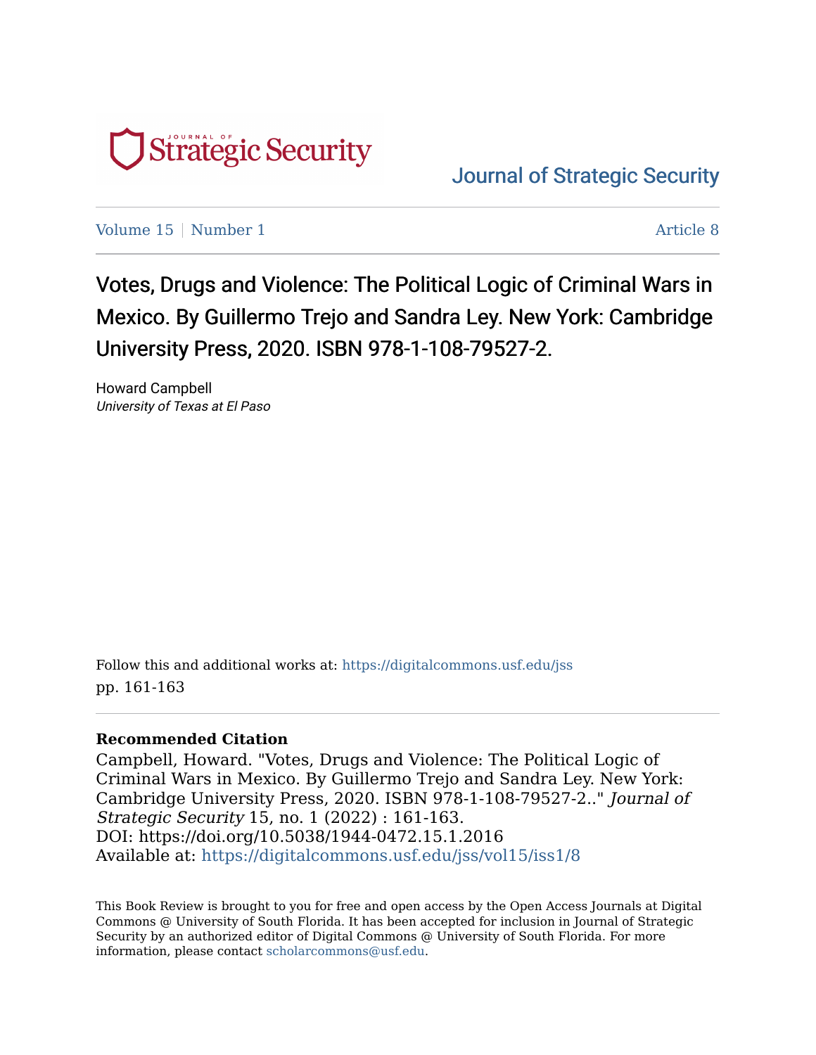Journal of Strategic Security

Volume 15 | Number 1 | Article 8

# Votes, Drugs and Violence: The Political Logic of Criminal Wars in Mexico. By Guillermo Trejo and Sandra Ley. New York: Cambridge University Press, 2020. ISBN 978-1-108-79527-2.

Howard Campbell
*University of Texas at El Paso*

Follow this and additional works at: https://digitalcommons.usf.edu/jss
pp. 161-163

**Recommended Citation**
Campbell, Howard. "Votes, Drugs and Violence: The Political Logic of Criminal Wars in Mexico. By Guillermo Trejo and Sandra Ley. New York: Cambridge University Press, 2020. ISBN 978-1-108-79527-2.." *Journal of Strategic Security* 15, no. 1 (2022) : 161-163.
DOI: https://doi.org/10.5038/1944-0472.15.1.2016
Available at: https://digitalcommons.usf.edu/jss/vol15/iss1/8

This Book Review is brought to you for free and open access by the Open Access Journals at Digital Commons @ University of South Florida. It has been accepted for inclusion in Journal of Strategic Security by an authorized editor of Digital Commons @ University of South Florida. For more information, please contact scholarcommons@usf.edu.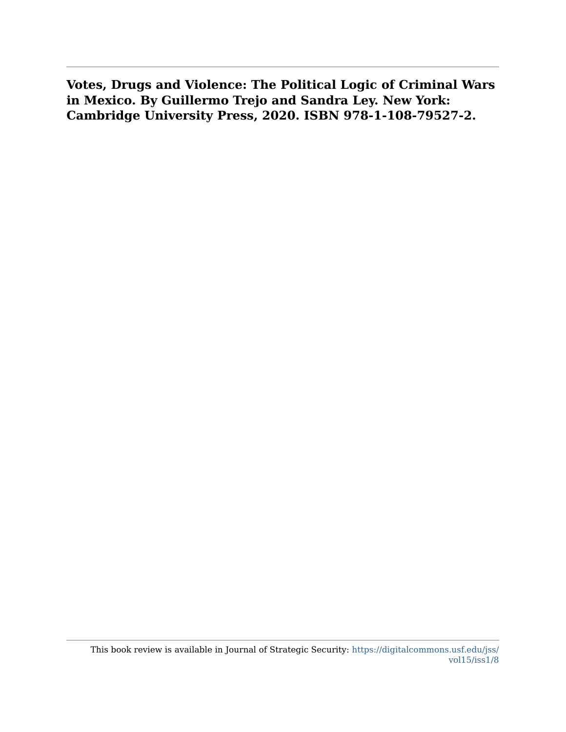**Votes, Drugs and Violence: The Political Logic of Criminal Wars in Mexico. By Guillermo Trejo and Sandra Ley. New York: Cambridge University Press, 2020. ISBN 978-1-108-79527-2.**

This book review is available in Journal of Strategic Security: https://digitalcommons.usf.edu/jss/vol15/iss1/8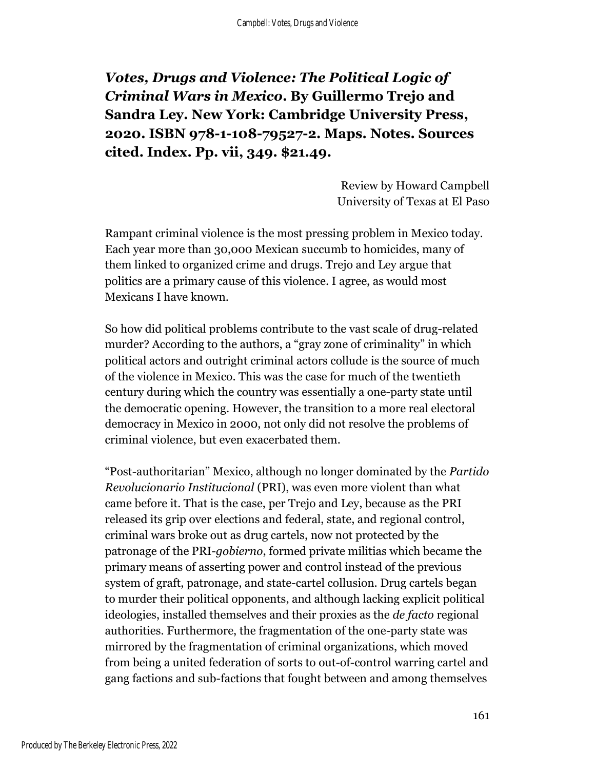***Votes, Drugs and Violence: The Political Logic of Criminal Wars in Mexico*. By Guillermo Trejo and Sandra Ley. New York: Cambridge University Press, 2020. ISBN 978-1-108-79527-2. Maps. Notes. Sources cited. Index. Pp. vii, 349. $21.49.**

Review by Howard Campbell
University of Texas at El Paso

Rampant criminal violence is the most pressing problem in Mexico today. Each year more than 30,000 Mexican succumb to homicides, many of them linked to organized crime and drugs. Trejo and Ley argue that politics are a primary cause of this violence. I agree, as would most Mexicans I have known.

So how did political problems contribute to the vast scale of drug-related murder? According to the authors, a "gray zone of criminality" in which political actors and outright criminal actors collude is the source of much of the violence in Mexico. This was the case for much of the twentieth century during which the country was essentially a one-party state until the democratic opening. However, the transition to a more real electoral democracy in Mexico in 2000, not only did not resolve the problems of criminal violence, but even exacerbated them.

"Post-authoritarian" Mexico, although no longer dominated by the *Partido Revolucionario Institucional* (PRI), was even more violent than what came before it. That is the case, per Trejo and Ley, because as the PRI released its grip over elections and federal, state, and regional control, criminal wars broke out as drug cartels, now not protected by the patronage of the PRI-*gobierno*, formed private militias which became the primary means of asserting power and control instead of the previous system of graft, patronage, and state-cartel collusion. Drug cartels began to murder their political opponents, and although lacking explicit political ideologies, installed themselves and their proxies as the *de facto* regional authorities. Furthermore, the fragmentation of the one-party state was mirrored by the fragmentation of criminal organizations, which moved from being a united federation of sorts to out-of-control warring cartel and gang factions and sub-factions that fought between and among themselves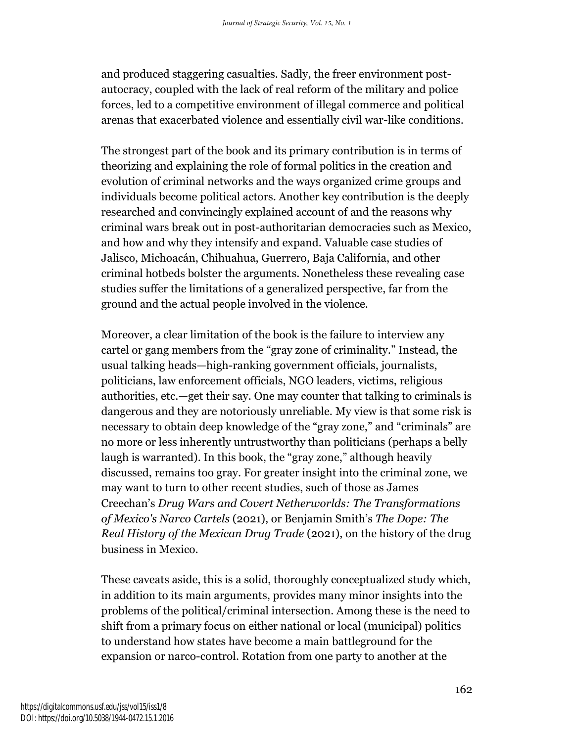and produced staggering casualties. Sadly, the freer environment post-autocracy, coupled with the lack of real reform of the military and police forces, led to a competitive environment of illegal commerce and political arenas that exacerbated violence and essentially civil war-like conditions.

The strongest part of the book and its primary contribution is in terms of theorizing and explaining the role of formal politics in the creation and evolution of criminal networks and the ways organized crime groups and individuals become political actors. Another key contribution is the deeply researched and convincingly explained account of and the reasons why criminal wars break out in post-authoritarian democracies such as Mexico, and how and why they intensify and expand. Valuable case studies of Jalisco, Michoacán, Chihuahua, Guerrero, Baja California, and other criminal hotbeds bolster the arguments. Nonetheless these revealing case studies suffer the limitations of a generalized perspective, far from the ground and the actual people involved in the violence.

Moreover, a clear limitation of the book is the failure to interview any cartel or gang members from the "gray zone of criminality." Instead, the usual talking heads—high-ranking government officials, journalists, politicians, law enforcement officials, NGO leaders, victims, religious authorities, etc.—get their say. One may counter that talking to criminals is dangerous and they are notoriously unreliable. My view is that some risk is necessary to obtain deep knowledge of the "gray zone," and "criminals" are no more or less inherently untrustworthy than politicians (perhaps a belly laugh is warranted). In this book, the "gray zone," although heavily discussed, remains too gray. For greater insight into the criminal zone, we may want to turn to other recent studies, such of those as James Creechan's *Drug Wars and Covert Netherworlds: The Transformations of Mexico's Narco Cartels* (2021), or Benjamin Smith's *The Dope: The Real History of the Mexican Drug Trade* (2021), on the history of the drug business in Mexico.

These caveats aside, this is a solid, thoroughly conceptualized study which, in addition to its main arguments, provides many minor insights into the problems of the political/criminal intersection. Among these is the need to shift from a primary focus on either national or local (municipal) politics to understand how states have become a main battleground for the expansion or narco-control. Rotation from one party to another at the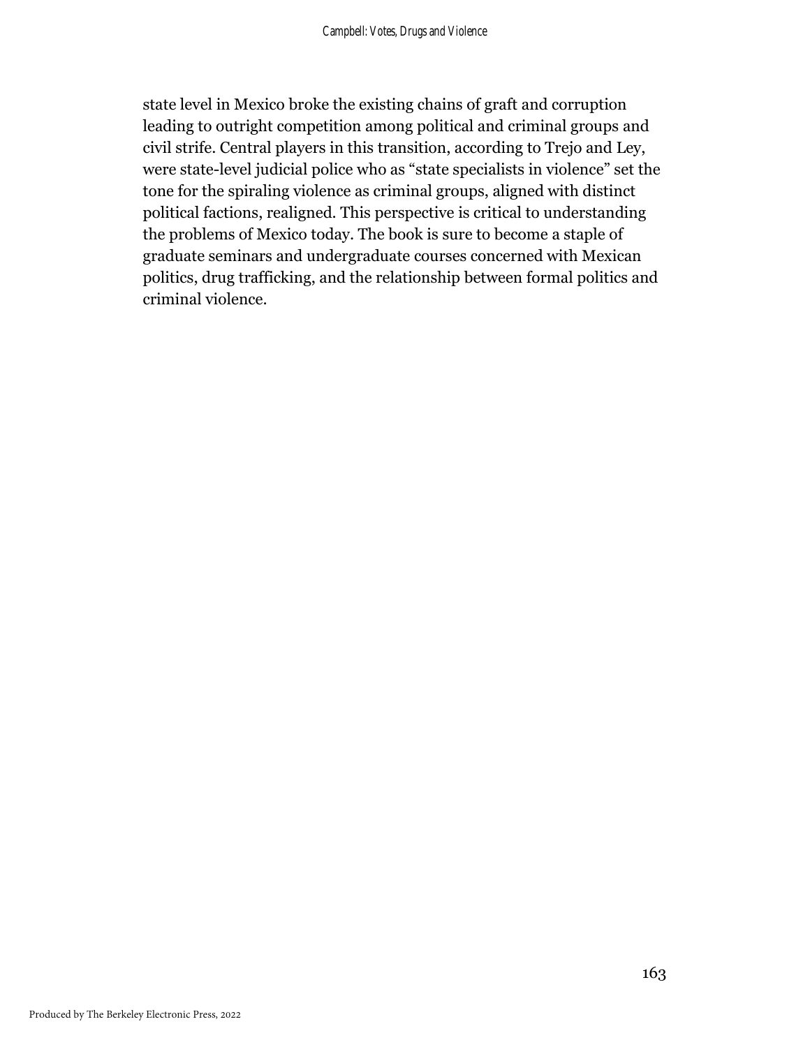state level in Mexico broke the existing chains of graft and corruption leading to outright competition among political and criminal groups and civil strife. Central players in this transition, according to Trejo and Ley, were state-level judicial police who as "state specialists in violence" set the tone for the spiraling violence as criminal groups, aligned with distinct political factions, realigned. This perspective is critical to understanding the problems of Mexico today. The book is sure to become a staple of graduate seminars and undergraduate courses concerned with Mexican politics, drug trafficking, and the relationship between formal politics and criminal violence.